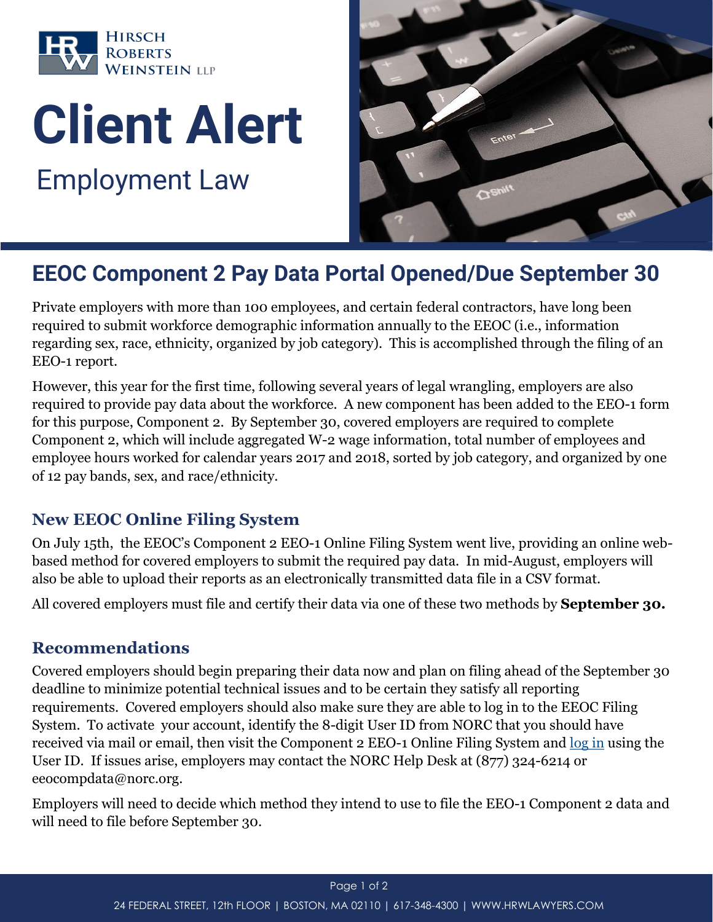HIRSCH ROBERTS WEINSTEIN LLP

# Client Alert

Employment Law

## EEOC Component 2 Pay Data Portal Opened/Due September 30

Private employers with more than 100 employees, and certain federal contractors, have long been required to submit workforce demographic information annually to the EEOC (i.e., information regarding sex, race, ethnicity, organized by job category). This is accomplished through the filing of an EEO-1 report.

However, this year for the first time, following several years of legal wrangling, employers are also required to provide pay data about the workforce. A new component has been added to the EEO-1 form for this purpose, Component 2. By September 30, covered employers are required to complete Component 2, which will include aggregated W-2 wage information, total number of employees and employee hours worked for calendar years 2017 and 2018, sorted by job category, and organized by one of 12 pay bands, sex, and race/ethnicity.

### New EEOC Online Filing System

On July 15th, the EEOC's Component 2 EEO-1 Online Filing System went live, providing an online web-based method for covered employers to submit the required pay data. In mid-August, employers will also be able to upload their reports as an electronically transmitted data file in a CSV format.

All covered employers must file and certify their data via one of these two methods by **September 30.**

### Recommendations

Covered employers should begin preparing their data now and plan on filing ahead of the September 30 deadline to minimize potential technical issues and to be certain they satisfy all reporting requirements. Covered employers should also make sure they are able to log in to the EEOC Filing System. To activate your account, identify the 8-digit User ID from NORC that you should have received via mail or email, then visit the Component 2 EEO-1 Online Filing System and log in using the User ID. If issues arise, employers may contact the NORC Help Desk at (877) 324-6214 or eeocompdata@norc.org.

Employers will need to decide which method they intend to use to file the EEO-1 Component 2 data and will need to file before September 30.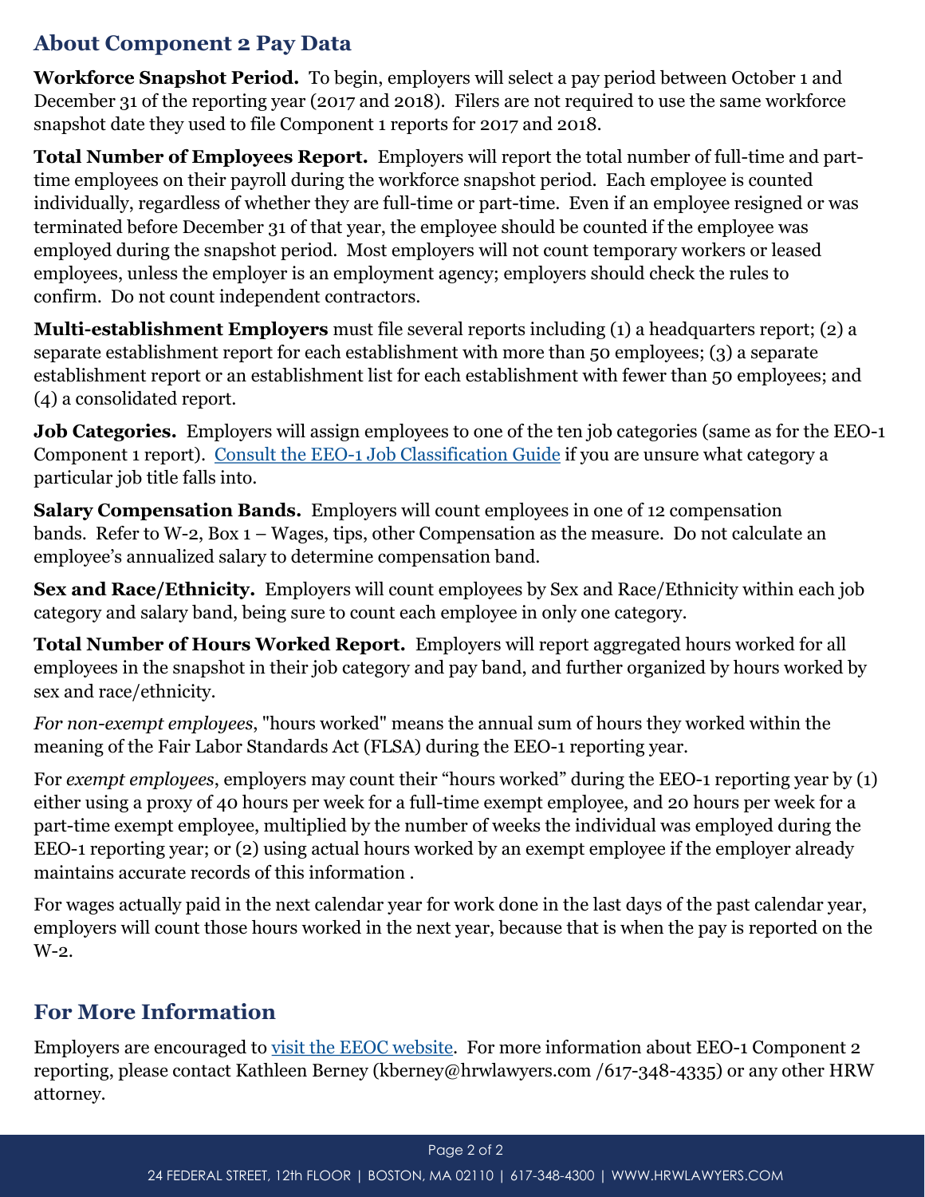## About Component 2 Pay Data

**Workforce Snapshot Period.** To begin, employers will select a pay period between October 1 and December 31 of the reporting year (2017 and 2018). Filers are not required to use the same workforce snapshot date they used to file Component 1 reports for 2017 and 2018.

**Total Number of Employees Report.** Employers will report the total number of full-time and part-time employees on their payroll during the workforce snapshot period. Each employee is counted individually, regardless of whether they are full-time or part-time. Even if an employee resigned or was terminated before December 31 of that year, the employee should be counted if the employee was employed during the snapshot period. Most employers will not count temporary workers or leased employees, unless the employer is an employment agency; employers should check the rules to confirm. Do not count independent contractors.

**Multi-establishment Employers** must file several reports including (1) a headquarters report; (2) a separate establishment report for each establishment with more than 50 employees; (3) a separate establishment report or an establishment list for each establishment with fewer than 50 employees; and (4) a consolidated report.

**Job Categories.** Employers will assign employees to one of the ten job categories (same as for the EEO-1 Component 1 report). [Consult the EEO-1 Job Classification Guide] if you are unsure what category a particular job title falls into.

**Salary Compensation Bands.** Employers will count employees in one of 12 compensation bands. Refer to W-2, Box 1 – Wages, tips, other Compensation as the measure. Do not calculate an employee's annualized salary to determine compensation band.

**Sex and Race/Ethnicity.** Employers will count employees by Sex and Race/Ethnicity within each job category and salary band, being sure to count each employee in only one category.

**Total Number of Hours Worked Report.** Employers will report aggregated hours worked for all employees in the snapshot in their job category and pay band, and further organized by hours worked by sex and race/ethnicity.

*For non-exempt employees*, "hours worked" means the annual sum of hours they worked within the meaning of the Fair Labor Standards Act (FLSA) during the EEO-1 reporting year.

For *exempt employees*, employers may count their "hours worked" during the EEO-1 reporting year by (1) either using a proxy of 40 hours per week for a full-time exempt employee, and 20 hours per week for a part-time exempt employee, multiplied by the number of weeks the individual was employed during the EEO-1 reporting year; or (2) using actual hours worked by an exempt employee if the employer already maintains accurate records of this information .

For wages actually paid in the next calendar year for work done in the last days of the past calendar year, employers will count those hours worked in the next year, because that is when the pay is reported on the W-2.

## For More Information

Employers are encouraged to [visit the EEOC website]. For more information about EEO-1 Component 2 reporting, please contact Kathleen Berney (kberney@hrwlawyers.com /617-348-4335) or any other HRW attorney.

24 FEDERAL STREET, 12th FLOOR | BOSTON, MA 02110 | 617-348-4300 | WWW.HRWLAWYERS.COM